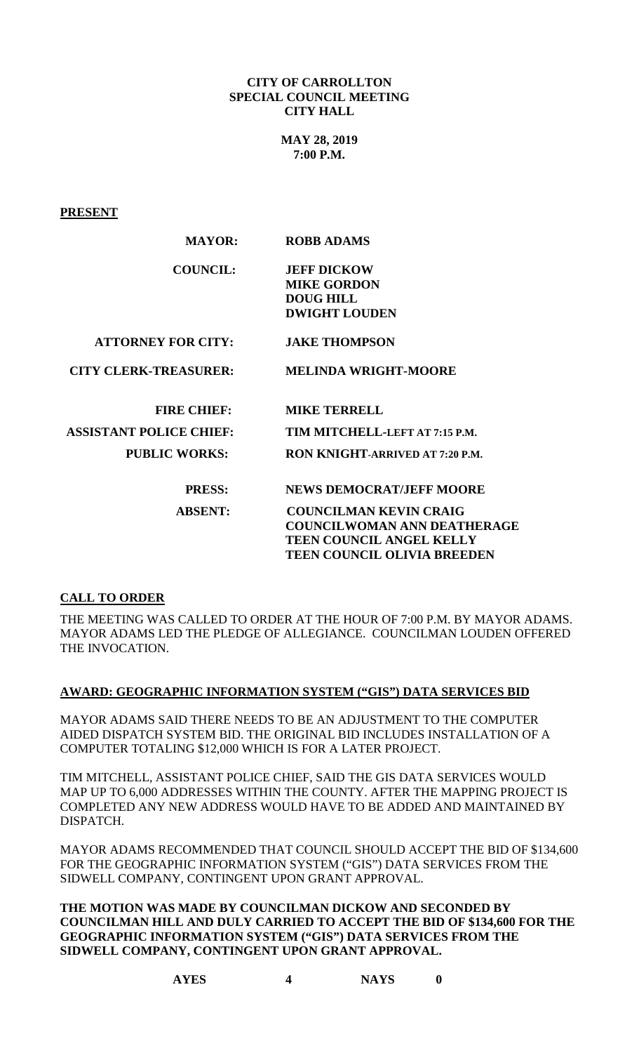**CITY OF CARROLLTON**
**SPECIAL COUNCIL MEETING**
**CITY HALL**

**MAY 28, 2019**
**7:00 P.M.**

**PRESENT**

| | |
|---|---|
| **MAYOR:** | **ROBB ADAMS** |
| **COUNCIL:** | **JEFF DICKOW**<br>**MIKE GORDON**<br>**DOUG HILL**<br>**DWIGHT LOUDEN** |
| **ATTORNEY FOR CITY:** | **JAKE THOMPSON** |
| **CITY CLERK-TREASURER:** | **MELINDA WRIGHT-MOORE** |
| **FIRE CHIEF:** | **MIKE TERRELL** |
| **ASSISTANT POLICE CHIEF:** | **TIM MITCHELL-LEFT AT 7:15 P.M.** |
| **PUBLIC WORKS:** | **RON KNIGHT-ARRIVED AT 7:20 P.M.** |
| **PRESS:** | **NEWS DEMOCRAT/JEFF MOORE** |
| **ABSENT:** | **COUNCILMAN KEVIN CRAIG**<br>**COUNCILWOMAN ANN DEATHERAGE**<br>**TEEN COUNCIL ANGEL KELLY**<br>**TEEN COUNCIL OLIVIA BREEDEN** |

**CALL TO ORDER**

THE MEETING WAS CALLED TO ORDER AT THE HOUR OF 7:00 P.M. BY MAYOR ADAMS. MAYOR ADAMS LED THE PLEDGE OF ALLEGIANCE. COUNCILMAN LOUDEN OFFERED THE INVOCATION.

**AWARD: GEOGRAPHIC INFORMATION SYSTEM ("GIS") DATA SERVICES BID**

MAYOR ADAMS SAID THERE NEEDS TO BE AN ADJUSTMENT TO THE COMPUTER AIDED DISPATCH SYSTEM BID. THE ORIGINAL BID INCLUDES INSTALLATION OF A COMPUTER TOTALING $12,000 WHICH IS FOR A LATER PROJECT.

TIM MITCHELL, ASSISTANT POLICE CHIEF, SAID THE GIS DATA SERVICES WOULD MAP UP TO 6,000 ADDRESSES WITHIN THE COUNTY. AFTER THE MAPPING PROJECT IS COMPLETED ANY NEW ADDRESS WOULD HAVE TO BE ADDED AND MAINTAINED BY DISPATCH.

MAYOR ADAMS RECOMMENDED THAT COUNCIL SHOULD ACCEPT THE BID OF $134,600 FOR THE GEOGRAPHIC INFORMATION SYSTEM ("GIS") DATA SERVICES FROM THE SIDWELL COMPANY, CONTINGENT UPON GRANT APPROVAL.

**THE MOTION WAS MADE BY COUNCILMAN DICKOW AND SECONDED BY COUNCILMAN HILL AND DULY CARRIED TO ACCEPT THE BID OF $134,600 FOR THE GEOGRAPHIC INFORMATION SYSTEM ("GIS") DATA SERVICES FROM THE SIDWELL COMPANY, CONTINGENT UPON GRANT APPROVAL.**

**AYES 4 NAYS 0**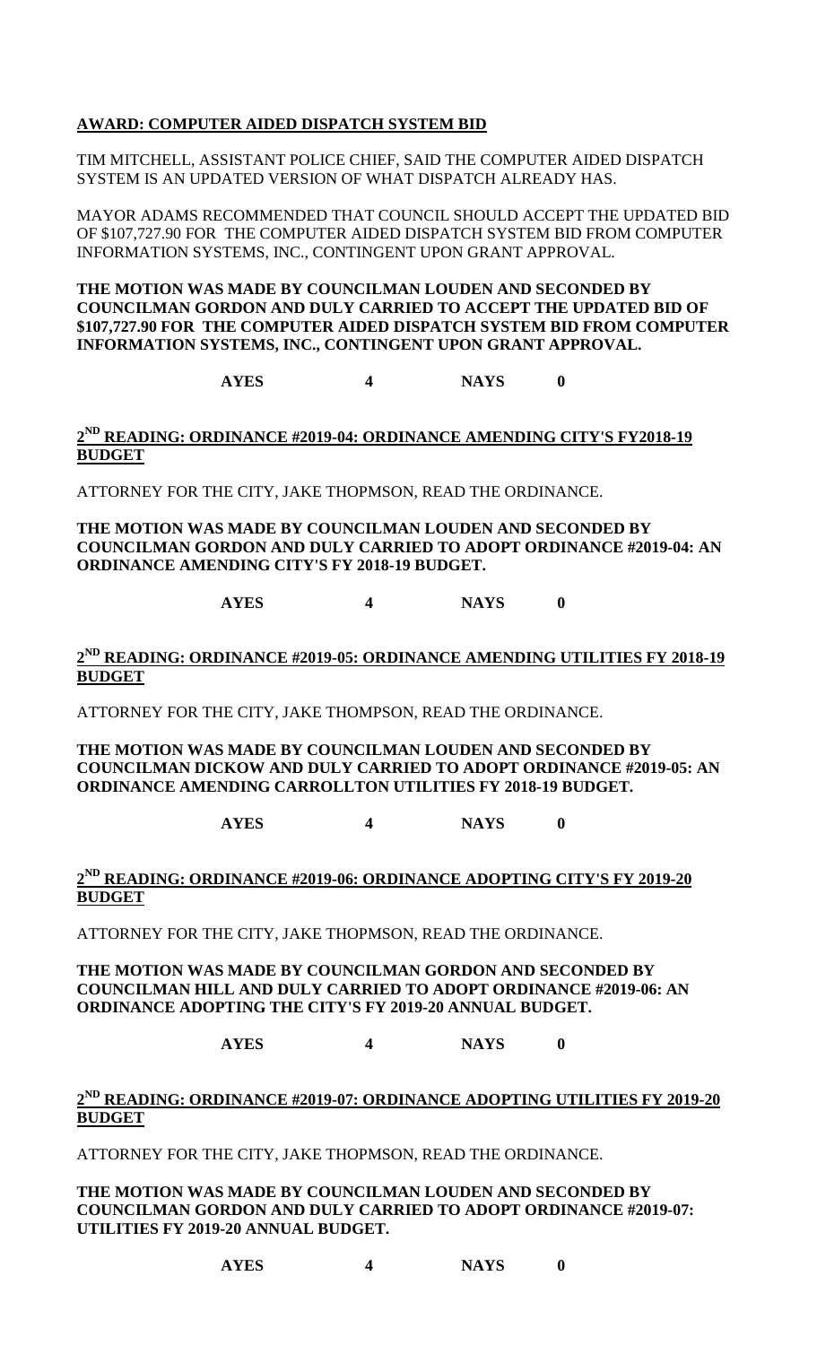**AWARD: COMPUTER AIDED DISPATCH SYSTEM BID**

TIM MITCHELL, ASSISTANT POLICE CHIEF, SAID THE COMPUTER AIDED DISPATCH SYSTEM IS AN UPDATED VERSION OF WHAT DISPATCH ALREADY HAS.

MAYOR ADAMS RECOMMENDED THAT COUNCIL SHOULD ACCEPT THE UPDATED BID OF $107,727.90 FOR THE COMPUTER AIDED DISPATCH SYSTEM BID FROM COMPUTER INFORMATION SYSTEMS, INC., CONTINGENT UPON GRANT APPROVAL.

**THE MOTION WAS MADE BY COUNCILMAN LOUDEN AND SECONDED BY COUNCILMAN GORDON AND DULY CARRIED TO ACCEPT THE UPDATED BID OF $107,727.90 FOR THE COMPUTER AIDED DISPATCH SYSTEM BID FROM COMPUTER INFORMATION SYSTEMS, INC., CONTINGENT UPON GRANT APPROVAL.**

**AYES 4 NAYS 0**

**2ND READING: ORDINANCE #2019-04: ORDINANCE AMENDING CITY'S FY2018-19 BUDGET**

ATTORNEY FOR THE CITY, JAKE THOPMSON, READ THE ORDINANCE.

**THE MOTION WAS MADE BY COUNCILMAN LOUDEN AND SECONDED BY COUNCILMAN GORDON AND DULY CARRIED TO ADOPT ORDINANCE #2019-04: AN ORDINANCE AMENDING CITY'S FY 2018-19 BUDGET.**

**AYES 4 NAYS 0**

**2ND READING: ORDINANCE #2019-05: ORDINANCE AMENDING UTILITIES FY 2018-19 BUDGET**

ATTORNEY FOR THE CITY, JAKE THOMPSON, READ THE ORDINANCE.

**THE MOTION WAS MADE BY COUNCILMAN LOUDEN AND SECONDED BY COUNCILMAN DICKOW AND DULY CARRIED TO ADOPT ORDINANCE #2019-05: AN ORDINANCE AMENDING CARROLLTON UTILITIES FY 2018-19 BUDGET.**

**AYES 4 NAYS 0**

**2ND READING: ORDINANCE #2019-06: ORDINANCE ADOPTING CITY'S FY 2019-20 BUDGET**

ATTORNEY FOR THE CITY, JAKE THOPMSON, READ THE ORDINANCE.

**THE MOTION WAS MADE BY COUNCILMAN GORDON AND SECONDED BY COUNCILMAN HILL AND DULY CARRIED TO ADOPT ORDINANCE #2019-06: AN ORDINANCE ADOPTING THE CITY'S FY 2019-20 ANNUAL BUDGET.**

**AYES 4 NAYS 0**

**2ND READING: ORDINANCE #2019-07: ORDINANCE ADOPTING UTILITIES FY 2019-20 BUDGET**

ATTORNEY FOR THE CITY, JAKE THOPMSON, READ THE ORDINANCE.

**THE MOTION WAS MADE BY COUNCILMAN LOUDEN AND SECONDED BY COUNCILMAN GORDON AND DULY CARRIED TO ADOPT ORDINANCE #2019-07: UTILITIES FY 2019-20 ANNUAL BUDGET.**

**AYES 4 NAYS 0**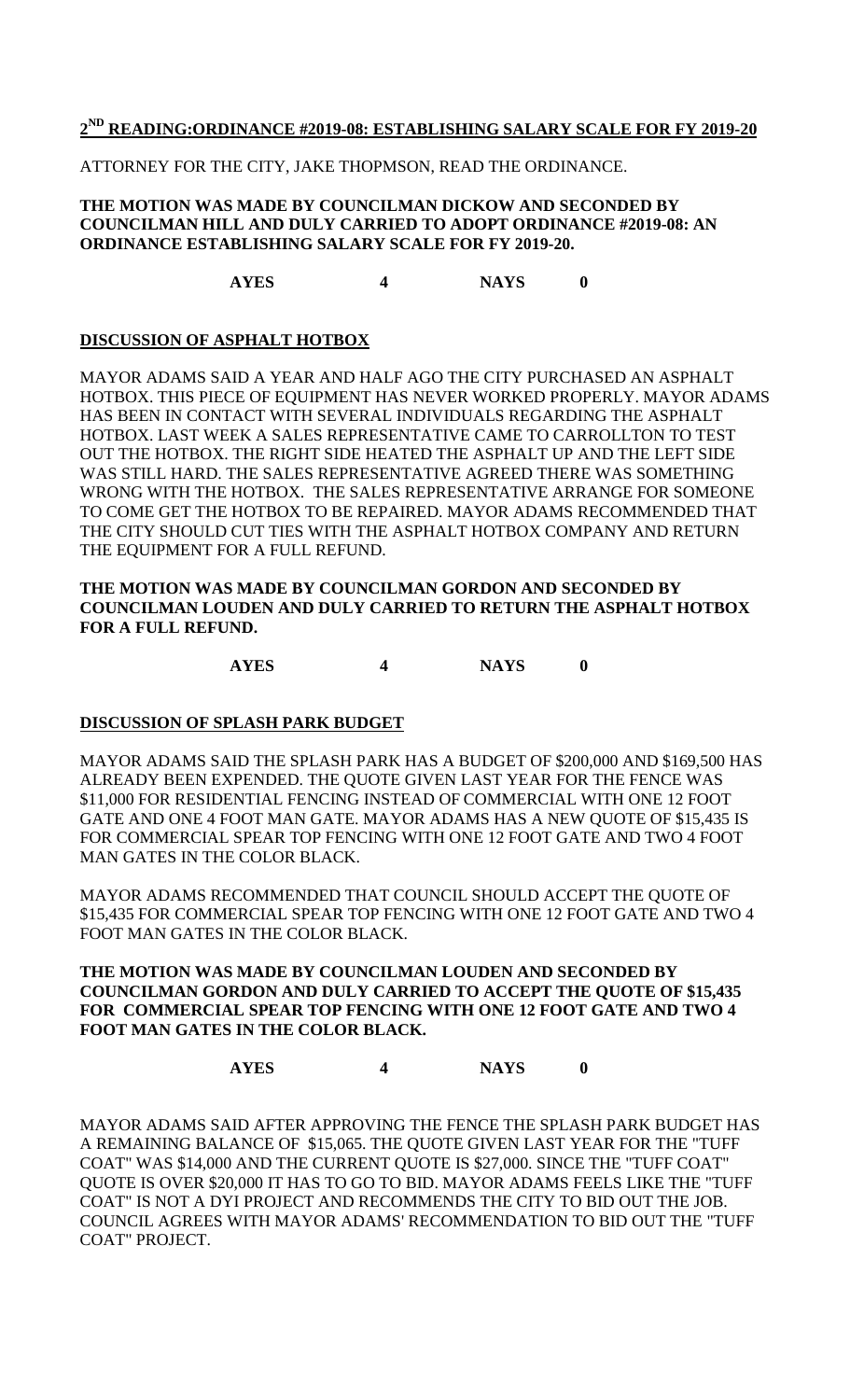## 2[ND] READING:ORDINANCE #2019-08: ESTABLISHING SALARY SCALE FOR FY 2019-20

ATTORNEY FOR THE CITY, JAKE THOPMSON, READ THE ORDINANCE.

**THE MOTION WAS MADE BY COUNCILMAN DICKOW AND SECONDED BY COUNCILMAN HILL AND DULY CARRIED TO ADOPT ORDINANCE #2019-08: AN ORDINANCE ESTABLISHING SALARY SCALE FOR FY 2019-20.**

**AYES 4 NAYS 0**

## DISCUSSION OF ASPHALT HOTBOX

MAYOR ADAMS SAID A YEAR AND HALF AGO THE CITY PURCHASED AN ASPHALT HOTBOX. THIS PIECE OF EQUIPMENT HAS NEVER WORKED PROPERLY. MAYOR ADAMS HAS BEEN IN CONTACT WITH SEVERAL INDIVIDUALS REGARDING THE ASPHALT HOTBOX. LAST WEEK A SALES REPRESENTATIVE CAME TO CARROLLTON TO TEST OUT THE HOTBOX. THE RIGHT SIDE HEATED THE ASPHALT UP AND THE LEFT SIDE WAS STILL HARD. THE SALES REPRESENTATIVE AGREED THERE WAS SOMETHING WRONG WITH THE HOTBOX. THE SALES REPRESENTATIVE ARRANGE FOR SOMEONE TO COME GET THE HOTBOX TO BE REPAIRED. MAYOR ADAMS RECOMMENDED THAT THE CITY SHOULD CUT TIES WITH THE ASPHALT HOTBOX COMPANY AND RETURN THE EQUIPMENT FOR A FULL REFUND.

**THE MOTION WAS MADE BY COUNCILMAN GORDON AND SECONDED BY COUNCILMAN LOUDEN AND DULY CARRIED TO RETURN THE ASPHALT HOTBOX FOR A FULL REFUND.**

**AYES 4 NAYS 0**

## DISCUSSION OF SPLASH PARK BUDGET

MAYOR ADAMS SAID THE SPLASH PARK HAS A BUDGET OF $200,000 AND $169,500 HAS ALREADY BEEN EXPENDED. THE QUOTE GIVEN LAST YEAR FOR THE FENCE WAS $11,000 FOR RESIDENTIAL FENCING INSTEAD OF COMMERCIAL WITH ONE 12 FOOT GATE AND ONE 4 FOOT MAN GATE. MAYOR ADAMS HAS A NEW QUOTE OF $15,435 IS FOR COMMERCIAL SPEAR TOP FENCING WITH ONE 12 FOOT GATE AND TWO 4 FOOT MAN GATES IN THE COLOR BLACK.

MAYOR ADAMS RECOMMENDED THAT COUNCIL SHOULD ACCEPT THE QUOTE OF $15,435 FOR COMMERCIAL SPEAR TOP FENCING WITH ONE 12 FOOT GATE AND TWO 4 FOOT MAN GATES IN THE COLOR BLACK.

**THE MOTION WAS MADE BY COUNCILMAN LOUDEN AND SECONDED BY COUNCILMAN GORDON AND DULY CARRIED TO ACCEPT THE QUOTE OF $15,435 FOR COMMERCIAL SPEAR TOP FENCING WITH ONE 12 FOOT GATE AND TWO 4 FOOT MAN GATES IN THE COLOR BLACK.**

**AYES 4 NAYS 0**

MAYOR ADAMS SAID AFTER APPROVING THE FENCE THE SPLASH PARK BUDGET HAS A REMAINING BALANCE OF $15,065. THE QUOTE GIVEN LAST YEAR FOR THE "TUFF COAT" WAS $14,000 AND THE CURRENT QUOTE IS $27,000. SINCE THE "TUFF COAT" QUOTE IS OVER $20,000 IT HAS TO GO TO BID. MAYOR ADAMS FEELS LIKE THE "TUFF COAT" IS NOT A DYI PROJECT AND RECOMMENDS THE CITY TO BID OUT THE JOB. COUNCIL AGREES WITH MAYOR ADAMS' RECOMMENDATION TO BID OUT THE "TUFF COAT" PROJECT.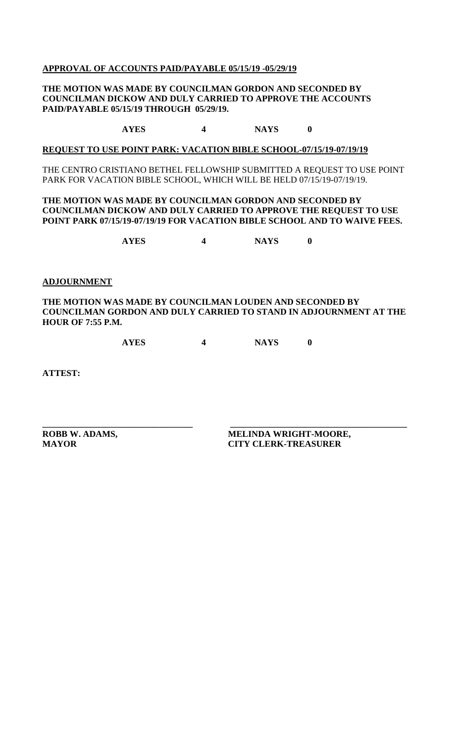**APPROVAL OF ACCOUNTS PAID/PAYABLE 05/15/19 -05/29/19**

**THE MOTION WAS MADE BY COUNCILMAN GORDON AND SECONDED BY COUNCILMAN DICKOW AND DULY CARRIED TO APPROVE THE ACCOUNTS PAID/PAYABLE 05/15/19 THROUGH 05/29/19.**

**AYES 4 NAYS 0**

**REQUEST TO USE POINT PARK: VACATION BIBLE SCHOOL-07/15/19-07/19/19**

THE CENTRO CRISTIANO BETHEL FELLOWSHIP SUBMITTED A REQUEST TO USE POINT PARK FOR VACATION BIBLE SCHOOL, WHICH WILL BE HELD 07/15/19-07/19/19.

**THE MOTION WAS MADE BY COUNCILMAN GORDON AND SECONDED BY COUNCILMAN DICKOW AND DULY CARRIED TO APPROVE THE REQUEST TO USE POINT PARK 07/15/19-07/19/19 FOR VACATION BIBLE SCHOOL AND TO WAIVE FEES.**

**AYES 4 NAYS 0**

**ADJOURNMENT**

**THE MOTION WAS MADE BY COUNCILMAN LOUDEN AND SECONDED BY COUNCILMAN GORDON AND DULY CARRIED TO STAND IN ADJOURNMENT AT THE HOUR OF 7:55 P.M.**

**AYES 4 NAYS 0**

**ATTEST:**

**ROBB W. ADAMS,**
**MAYOR**

**MELINDA WRIGHT-MOORE,**
**CITY CLERK-TREASURER**